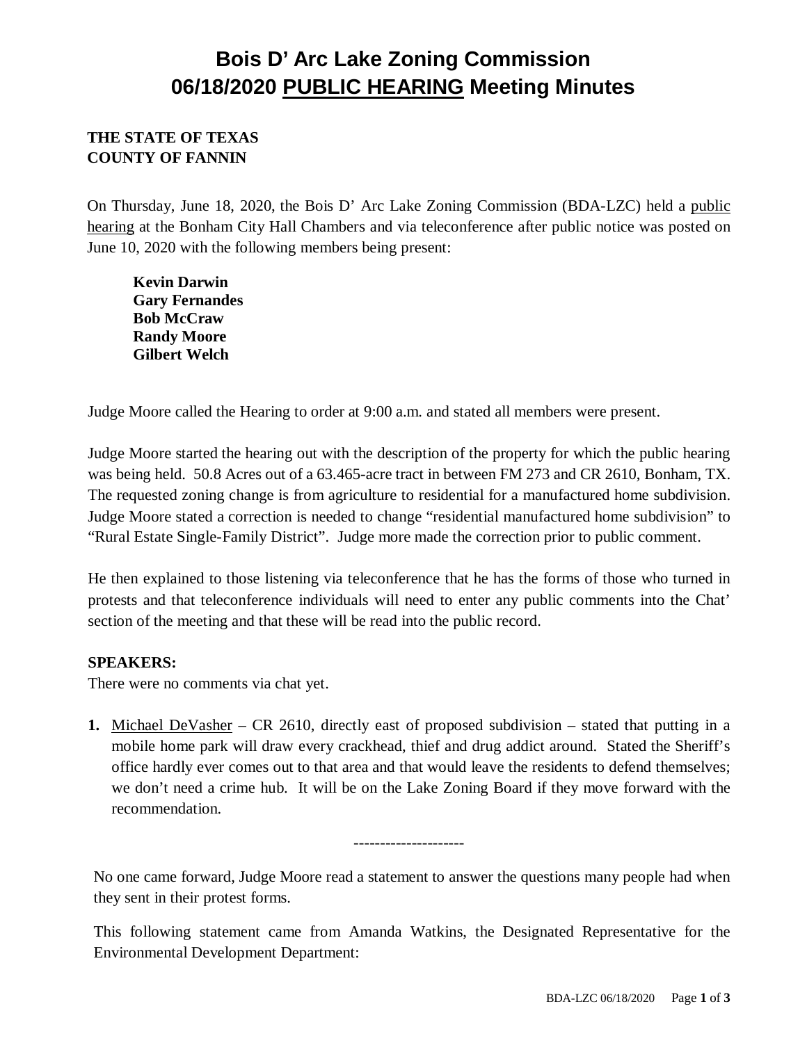# Bois D' Arc Lake Zoning Commission
# 06/18/2020 PUBLIC HEARING Meeting Minutes

**THE STATE OF TEXAS**
**COUNTY OF FANNIN**

On Thursday, June 18, 2020, the Bois D' Arc Lake Zoning Commission (BDA-LZC) held a public hearing at the Bonham City Hall Chambers and via teleconference after public notice was posted on June 10, 2020 with the following members being present:

**Kevin Darwin**
**Gary Fernandes**
**Bob McCraw**
**Randy Moore**
**Gilbert Welch**

Judge Moore called the Hearing to order at 9:00 a.m. and stated all members were present.

Judge Moore started the hearing out with the description of the property for which the public hearing was being held. 50.8 Acres out of a 63.465-acre tract in between FM 273 and CR 2610, Bonham, TX. The requested zoning change is from agriculture to residential for a manufactured home subdivision. Judge Moore stated a correction is needed to change "residential manufactured home subdivision" to "Rural Estate Single-Family District". Judge more made the correction prior to public comment.

He then explained to those listening via teleconference that he has the forms of those who turned in protests and that teleconference individuals will need to enter any public comments into the Chat' section of the meeting and that these will be read into the public record.

**SPEAKERS:**
There were no comments via chat yet.

1. Michael DeVasher – CR 2610, directly east of proposed subdivision – stated that putting in a mobile home park will draw every crackhead, thief and drug addict around. Stated the Sheriff's office hardly ever comes out to that area and that would leave the residents to defend themselves; we don't need a crime hub. It will be on the Lake Zoning Board if they move forward with the recommendation.

---------------------

No one came forward, Judge Moore read a statement to answer the questions many people had when they sent in their protest forms.

This following statement came from Amanda Watkins, the Designated Representative for the Environmental Development Department: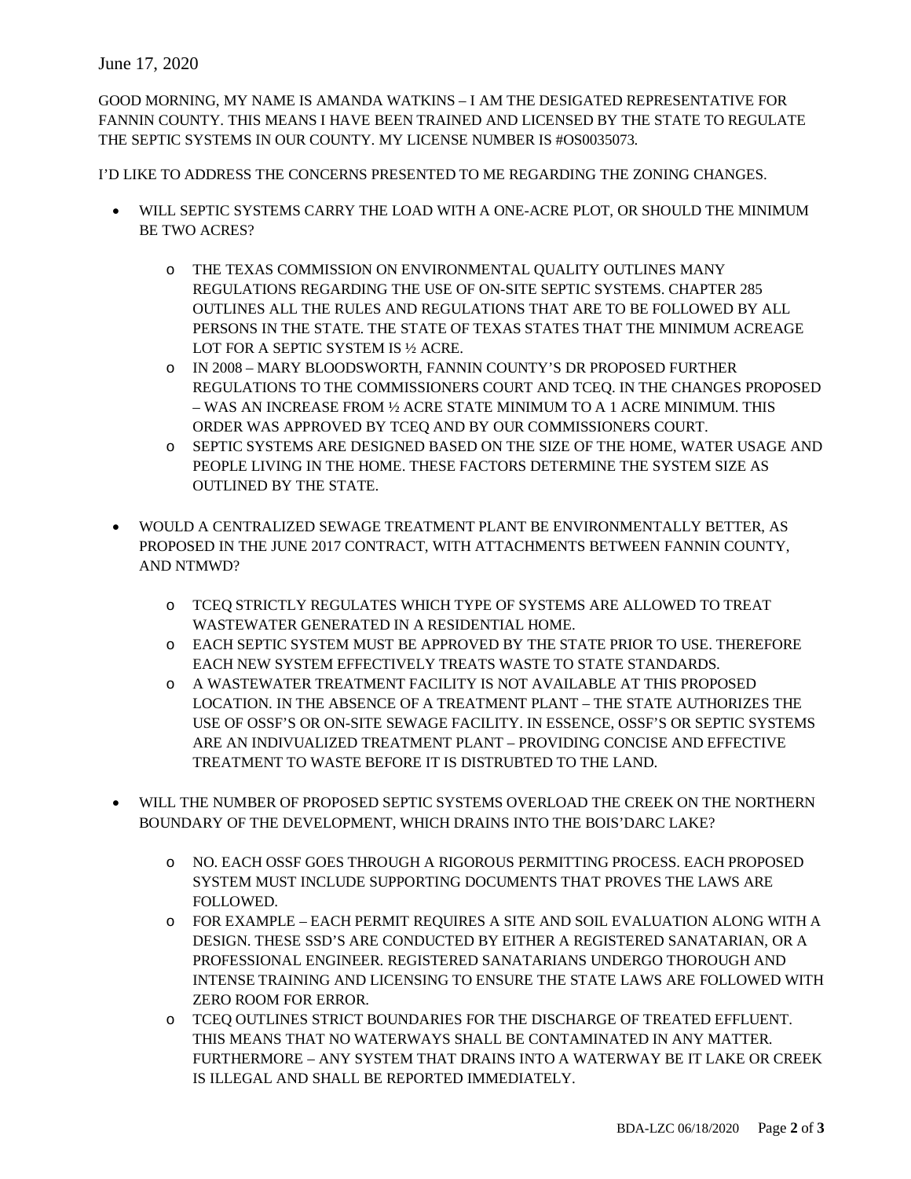June 17, 2020

GOOD MORNING, MY NAME IS AMANDA WATKINS – I AM THE DESIGATED REPRESENTATIVE FOR FANNIN COUNTY. THIS MEANS I HAVE BEEN TRAINED AND LICENSED BY THE STATE TO REGULATE THE SEPTIC SYSTEMS IN OUR COUNTY. MY LICENSE NUMBER IS #OS0035073.

I'D LIKE TO ADDRESS THE CONCERNS PRESENTED TO ME REGARDING THE ZONING CHANGES.

- WILL SEPTIC SYSTEMS CARRY THE LOAD WITH A ONE-ACRE PLOT, OR SHOULD THE MINIMUM BE TWO ACRES?
  - THE TEXAS COMMISSION ON ENVIRONMENTAL QUALITY OUTLINES MANY REGULATIONS REGARDING THE USE OF ON-SITE SEPTIC SYSTEMS. CHAPTER 285 OUTLINES ALL THE RULES AND REGULATIONS THAT ARE TO BE FOLLOWED BY ALL PERSONS IN THE STATE. THE STATE OF TEXAS STATES THAT THE MINIMUM ACREAGE LOT FOR A SEPTIC SYSTEM IS ½ ACRE.
  - IN 2008 – MARY BLOODSWORTH, FANNIN COUNTY'S DR PROPOSED FURTHER REGULATIONS TO THE COMMISSIONERS COURT AND TCEQ. IN THE CHANGES PROPOSED – WAS AN INCREASE FROM ½ ACRE STATE MINIMUM TO A 1 ACRE MINIMUM. THIS ORDER WAS APPROVED BY TCEQ AND BY OUR COMMISSIONERS COURT.
  - SEPTIC SYSTEMS ARE DESIGNED BASED ON THE SIZE OF THE HOME, WATER USAGE AND PEOPLE LIVING IN THE HOME. THESE FACTORS DETERMINE THE SYSTEM SIZE AS OUTLINED BY THE STATE.

- WOULD A CENTRALIZED SEWAGE TREATMENT PLANT BE ENVIRONMENTALLY BETTER, AS PROPOSED IN THE JUNE 2017 CONTRACT, WITH ATTACHMENTS BETWEEN FANNIN COUNTY, AND NTMWD?
  - TCEQ STRICTLY REGULATES WHICH TYPE OF SYSTEMS ARE ALLOWED TO TREAT WASTEWATER GENERATED IN A RESIDENTIAL HOME.
  - EACH SEPTIC SYSTEM MUST BE APPROVED BY THE STATE PRIOR TO USE. THEREFORE EACH NEW SYSTEM EFFECTIVELY TREATS WASTE TO STATE STANDARDS.
  - A WASTEWATER TREATMENT FACILITY IS NOT AVAILABLE AT THIS PROPOSED LOCATION. IN THE ABSENCE OF A TREATMENT PLANT – THE STATE AUTHORIZES THE USE OF OSSF'S OR ON-SITE SEWAGE FACILITY. IN ESSENCE, OSSF'S OR SEPTIC SYSTEMS ARE AN INDIVUALIZED TREATMENT PLANT – PROVIDING CONCISE AND EFFECTIVE TREATMENT TO WASTE BEFORE IT IS DISTRUBTED TO THE LAND.

- WILL THE NUMBER OF PROPOSED SEPTIC SYSTEMS OVERLOAD THE CREEK ON THE NORTHERN BOUNDARY OF THE DEVELOPMENT, WHICH DRAINS INTO THE BOIS'DARC LAKE?
  - NO. EACH OSSF GOES THROUGH A RIGOROUS PERMITTING PROCESS. EACH PROPOSED SYSTEM MUST INCLUDE SUPPORTING DOCUMENTS THAT PROVES THE LAWS ARE FOLLOWED.
  - FOR EXAMPLE – EACH PERMIT REQUIRES A SITE AND SOIL EVALUATION ALONG WITH A DESIGN. THESE SSD'S ARE CONDUCTED BY EITHER A REGISTERED SANATARIAN, OR A PROFESSIONAL ENGINEER. REGISTERED SANATARIANS UNDERGO THOROUGH AND INTENSE TRAINING AND LICENSING TO ENSURE THE STATE LAWS ARE FOLLOWED WITH ZERO ROOM FOR ERROR.
  - TCEQ OUTLINES STRICT BOUNDARIES FOR THE DISCHARGE OF TREATED EFFLUENT. THIS MEANS THAT NO WATERWAYS SHALL BE CONTAMINATED IN ANY MATTER. FURTHERMORE – ANY SYSTEM THAT DRAINS INTO A WATERWAY BE IT LAKE OR CREEK IS ILLEGAL AND SHALL BE REPORTED IMMEDIATELY.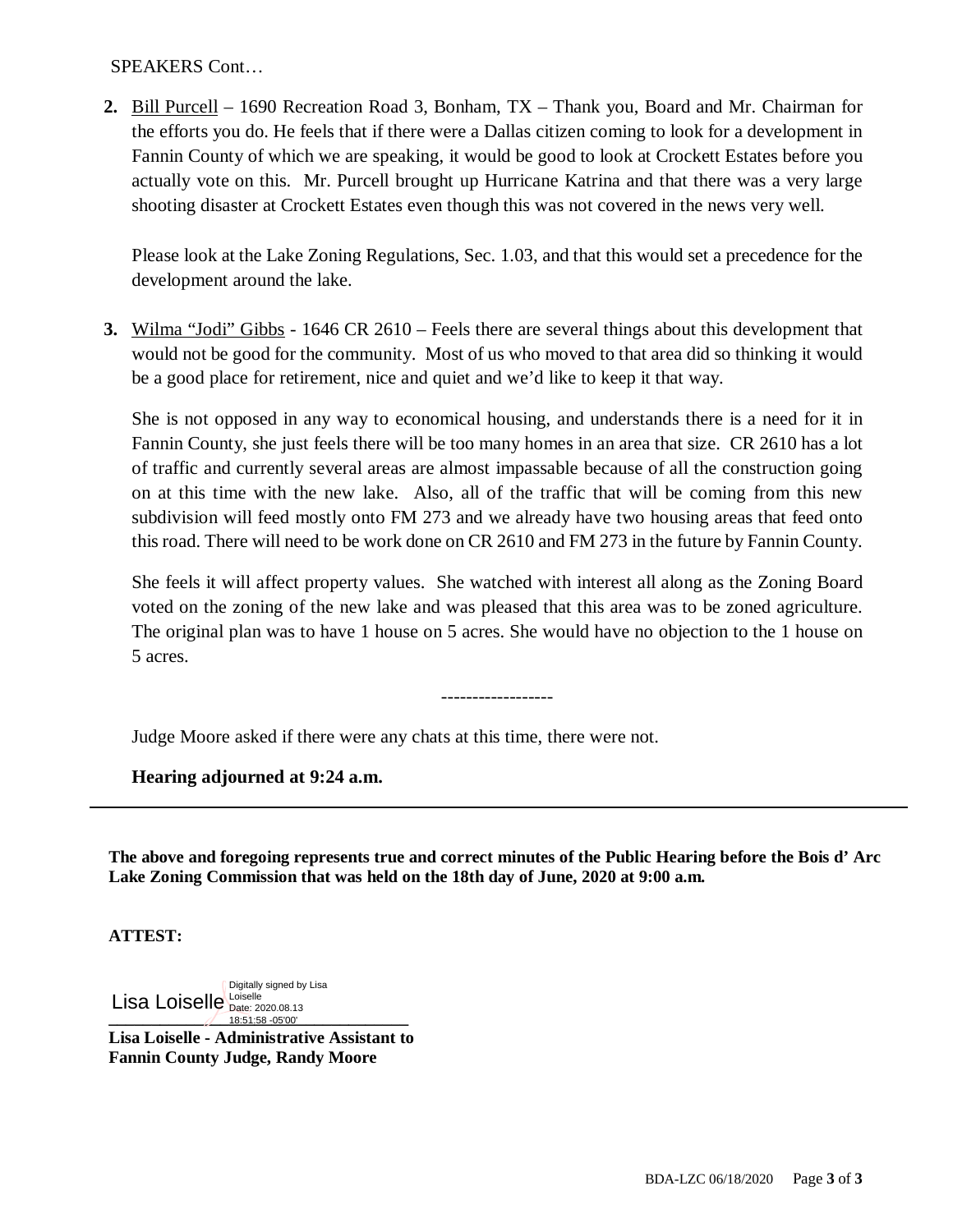SPEAKERS Cont…

2. Bill Purcell – 1690 Recreation Road 3, Bonham, TX – Thank you, Board and Mr. Chairman for the efforts you do. He feels that if there were a Dallas citizen coming to look for a development in Fannin County of which we are speaking, it would be good to look at Crockett Estates before you actually vote on this. Mr. Purcell brought up Hurricane Katrina and that there was a very large shooting disaster at Crockett Estates even though this was not covered in the news very well.

   Please look at the Lake Zoning Regulations, Sec. 1.03, and that this would set a precedence for the development around the lake.

3. Wilma "Jodi" Gibbs - 1646 CR 2610 – Feels there are several things about this development that would not be good for the community. Most of us who moved to that area did so thinking it would be a good place for retirement, nice and quiet and we'd like to keep it that way.

   She is not opposed in any way to economical housing, and understands there is a need for it in Fannin County, she just feels there will be too many homes in an area that size. CR 2610 has a lot of traffic and currently several areas are almost impassable because of all the construction going on at this time with the new lake. Also, all of the traffic that will be coming from this new subdivision will feed mostly onto FM 273 and we already have two housing areas that feed onto this road. There will need to be work done on CR 2610 and FM 273 in the future by Fannin County.

   She feels it will affect property values. She watched with interest all along as the Zoning Board voted on the zoning of the new lake and was pleased that this area was to be zoned agriculture. The original plan was to have 1 house on 5 acres. She would have no objection to the 1 house on 5 acres.

------------------

Judge Moore asked if there were any chats at this time, there were not.

**Hearing adjourned at 9:24 a.m.**

---

**The above and foregoing represents true and correct minutes of the Public Hearing before the Bois d' Arc Lake Zoning Commission that was held on the 18th day of June, 2020 at 9:00 a.m.**

**ATTEST:**

Lisa Loiselle Digitally signed by Lisa Loiselle Date: 2020.08.13 18:51:58 -05'00'

**Lisa Loiselle - Administrative Assistant to Fannin County Judge, Randy Moore**